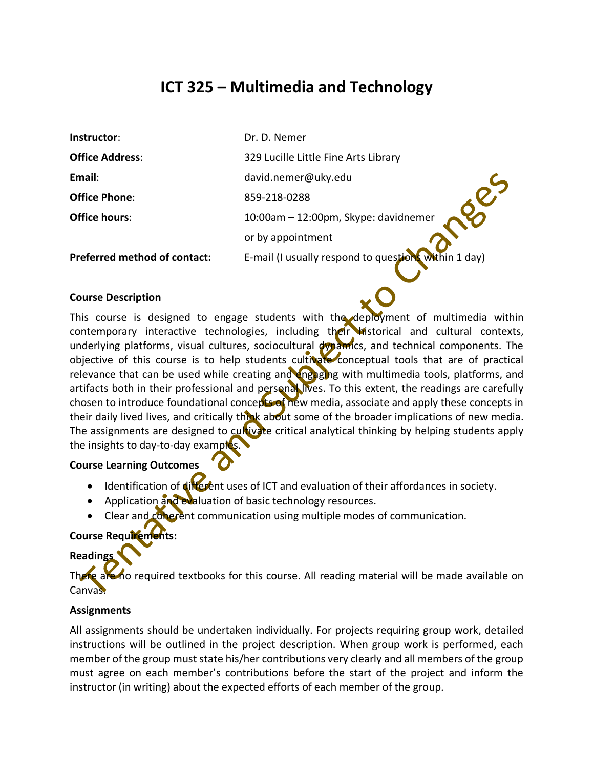# ICT 325 – Multimedia and Technology

| | |
|---|---|
| **Instructor**: | Dr. D. Nemer |
| **Office Address**: | 329 Lucille Little Fine Arts Library |
| **Email**: | david.nemer@uky.edu |
| **Office Phone**: | 859-218-0288 |
| **Office hours**: | 10:00am – 12:00pm, Skype: davidnemer |
| | or by appointment |
| **Preferred method of contact:** | E-mail (I usually respond to questions within 1 day) |

Tentative and Subject to Changes

**Course Description**

This course is designed to engage students with the deployment of multimedia within contemporary interactive technologies, including their historical and cultural contexts, underlying platforms, visual cultures, sociocultural dynamics, and technical components. The objective of this course is to help students cultivate conceptual tools that are of practical relevance that can be used while creating and engaging with multimedia tools, platforms, and artifacts both in their professional and personal lives. To this extent, the readings are carefully chosen to introduce foundational concepts of new media, associate and apply these concepts in their daily lived lives, and critically think about some of the broader implications of new media. The assignments are designed to cultivate critical analytical thinking by helping students apply the insights to day-to-day examples.

**Course Learning Outcomes**

- Identification of different uses of ICT and evaluation of their affordances in society.
- Application and evaluation of basic technology resources.
- Clear and coherent communication using multiple modes of communication.

**Course Requirements:**

**Readings**

There are no required textbooks for this course. All reading material will be made available on Canvas.

**Assignments**

All assignments should be undertaken individually. For projects requiring group work, detailed instructions will be outlined in the project description. When group work is performed, each member of the group must state his/her contributions very clearly and all members of the group must agree on each member's contributions before the start of the project and inform the instructor (in writing) about the expected efforts of each member of the group.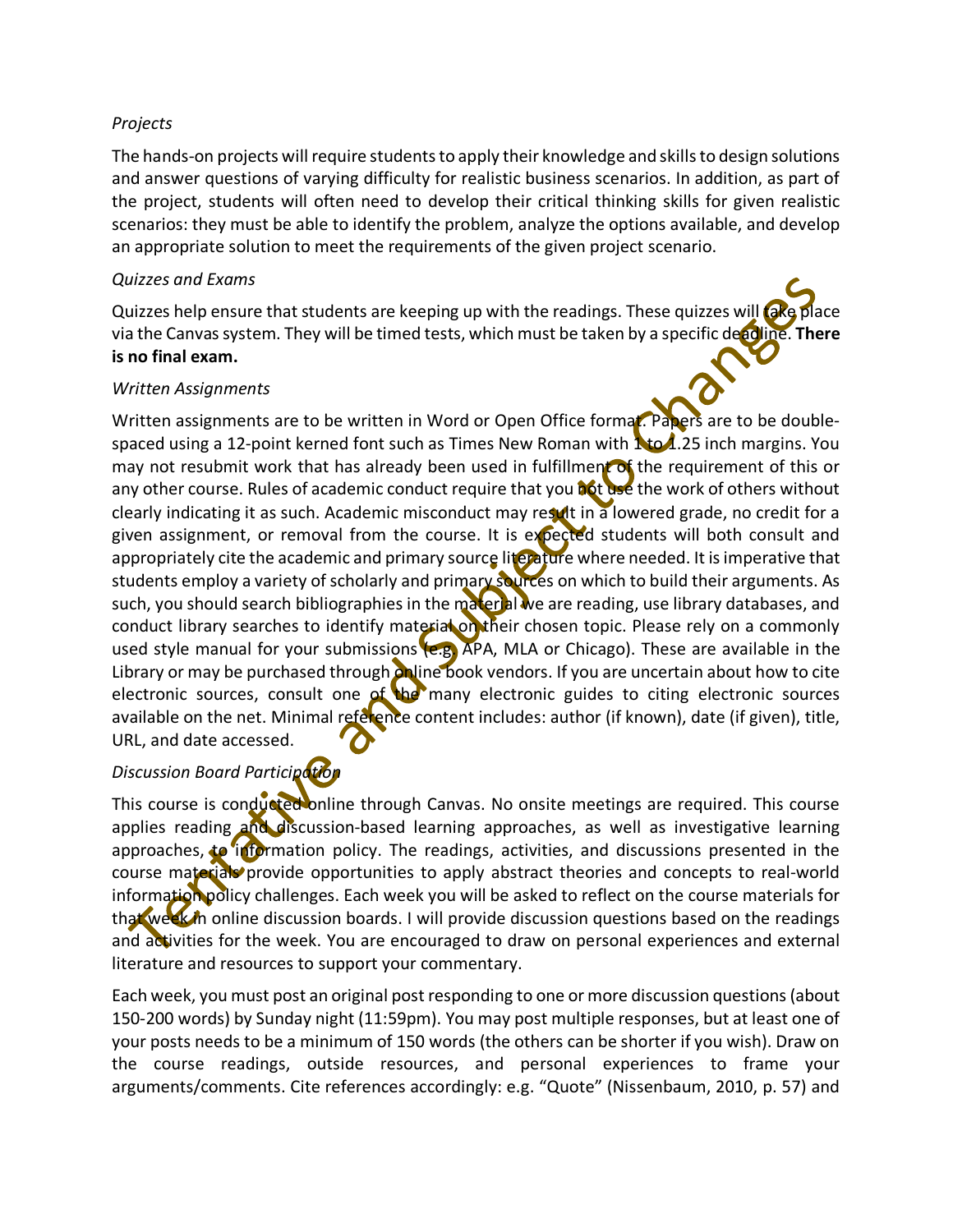*Projects*

The hands-on projects will require students to apply their knowledge and skills to design solutions and answer questions of varying difficulty for realistic business scenarios. In addition, as part of the project, students will often need to develop their critical thinking skills for given realistic scenarios: they must be able to identify the problem, analyze the options available, and develop an appropriate solution to meet the requirements of the given project scenario.

*Quizzes and Exams*

Quizzes help ensure that students are keeping up with the readings. These quizzes will take place via the Canvas system. They will be timed tests, which must be taken by a specific deadline. **There is no final exam.**

*Written Assignments*

Written assignments are to be written in Word or Open Office format. Papers are to be double-spaced using a 12-point kerned font such as Times New Roman with 1 to 1.25 inch margins. You may not resubmit work that has already been used in fulfillment of the requirement of this or any other course. Rules of academic conduct require that you not use the work of others without clearly indicating it as such. Academic misconduct may result in a lowered grade, no credit for a given assignment, or removal from the course. It is expected students will both consult and appropriately cite the academic and primary source literature where needed. It is imperative that students employ a variety of scholarly and primary sources on which to build their arguments. As such, you should search bibliographies in the material we are reading, use library databases, and conduct library searches to identify material on their chosen topic. Please rely on a commonly used style manual for your submissions (e.g. APA, MLA or Chicago). These are available in the Library or may be purchased through online book vendors. If you are uncertain about how to cite electronic sources, consult one of the many electronic guides to citing electronic sources available on the net. Minimal reference content includes: author (if known), date (if given), title, URL, and date accessed.

*Discussion Board Participation*

This course is conducted online through Canvas. No onsite meetings are required. This course applies reading and discussion-based learning approaches, as well as investigative learning approaches, to information policy. The readings, activities, and discussions presented in the course materials provide opportunities to apply abstract theories and concepts to real-world information policy challenges. Each week you will be asked to reflect on the course materials for that week in online discussion boards. I will provide discussion questions based on the readings and activities for the week. You are encouraged to draw on personal experiences and external literature and resources to support your commentary.

Each week, you must post an original post responding to one or more discussion questions (about 150-200 words) by Sunday night (11:59pm). You may post multiple responses, but at least one of your posts needs to be a minimum of 150 words (the others can be shorter if you wish). Draw on the course readings, outside resources, and personal experiences to frame your arguments/comments. Cite references accordingly: e.g. "Quote" (Nissenbaum, 2010, p. 57) and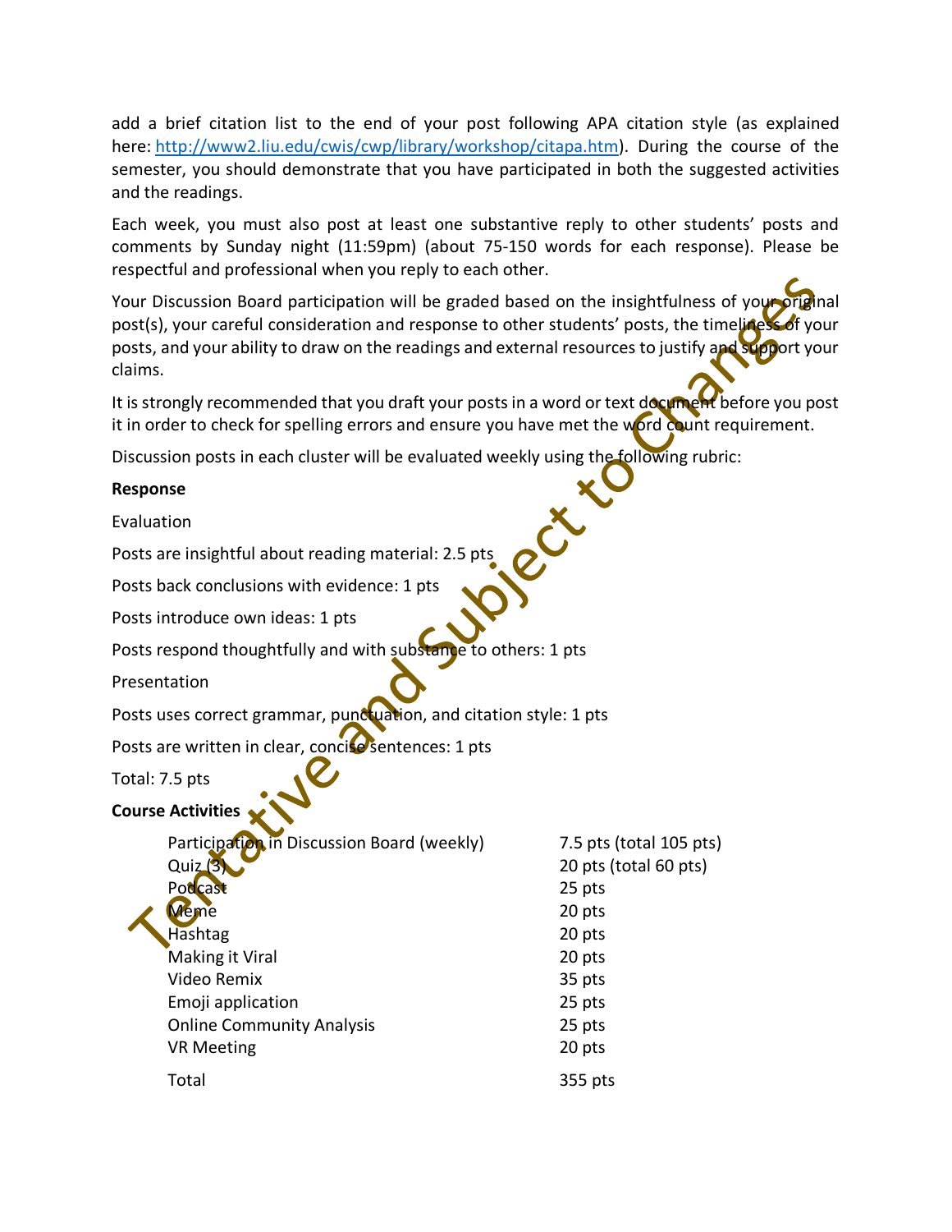add a brief citation list to the end of your post following APA citation style (as explained here: http://www2.liu.edu/cwis/cwp/library/workshop/citapa.htm). During the course of the semester, you should demonstrate that you have participated in both the suggested activities and the readings.

Each week, you must also post at least one substantive reply to other students' posts and comments by Sunday night (11:59pm) (about 75-150 words for each response). Please be respectful and professional when you reply to each other.

Your Discussion Board participation will be graded based on the insightfulness of your original post(s), your careful consideration and response to other students' posts, the timeliness of your posts, and your ability to draw on the readings and external resources to justify and support your claims.

It is strongly recommended that you draft your posts in a word or text document before you post it in order to check for spelling errors and ensure you have met the word count requirement.

Discussion posts in each cluster will be evaluated weekly using the following rubric:

**Response**

Evaluation

Posts are insightful about reading material: 2.5 pts

Posts back conclusions with evidence: 1 pts

Posts introduce own ideas: 1 pts

Posts respond thoughtfully and with substance to others: 1 pts

Presentation

Posts uses correct grammar, punctuation, and citation style: 1 pts

Posts are written in clear, concise sentences: 1 pts

Total: 7.5 pts

**Course Activities**

| | |
|---|---|
| Participation in Discussion Board (weekly) | 7.5 pts (total 105 pts) |
| Quiz (3) | 20 pts (total 60 pts) |
| Podcast | 25 pts |
| Meme | 20 pts |
| Hashtag | 20 pts |
| Making it Viral | 20 pts |
| Video Remix | 35 pts |
| Emoji application | 25 pts |
| Online Community Analysis | 25 pts |
| VR Meeting | 20 pts |
| Total | 355 pts |

Tentative and Subject to Changes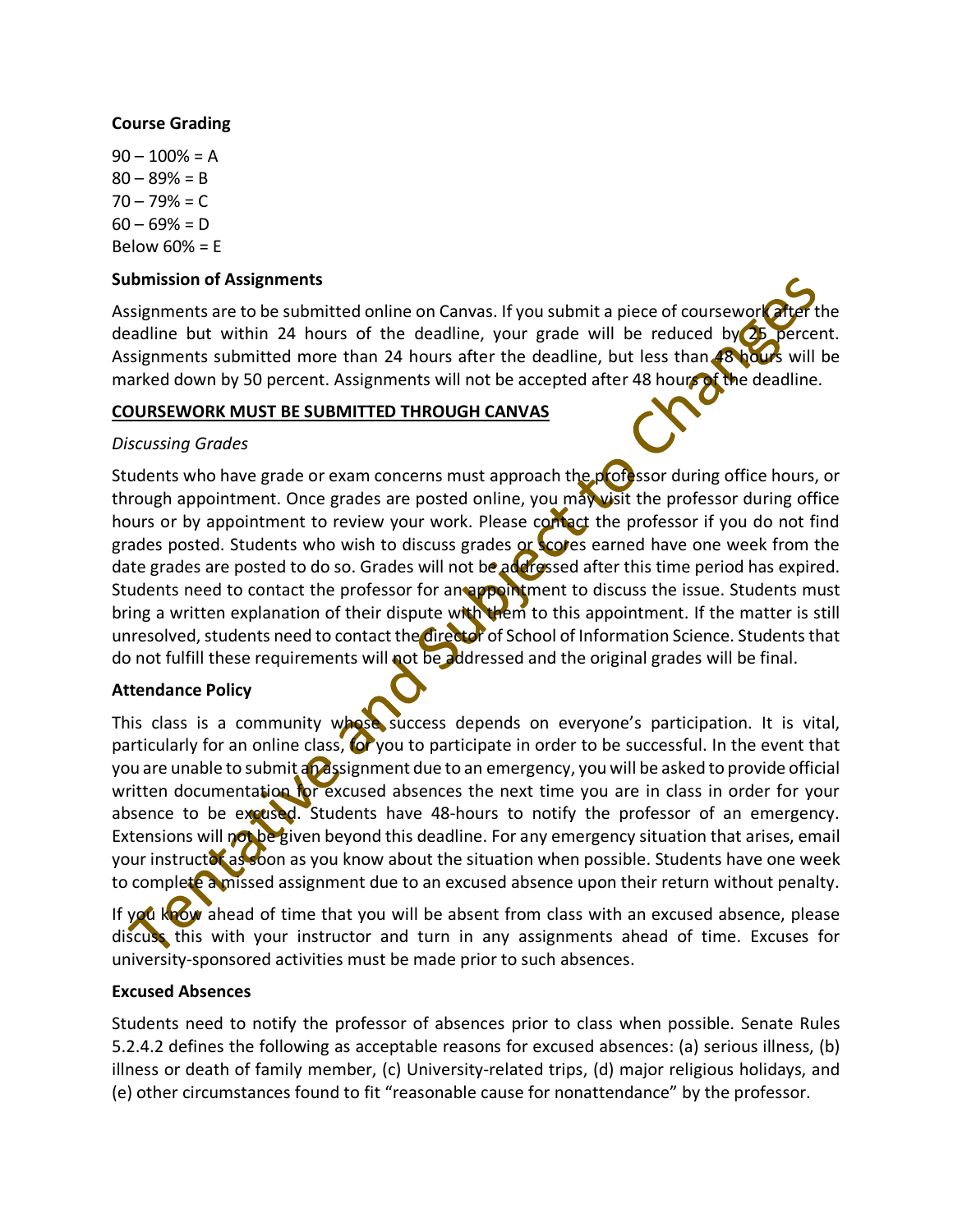**Course Grading**

90 – 100% = A
80 – 89% = B
70 – 79% = C
60 – 69% = D
Below 60% = E

**Submission of Assignments**

Assignments are to be submitted online on Canvas. If you submit a piece of coursework after the deadline but within 24 hours of the deadline, your grade will be reduced by 25 percent. Assignments submitted more than 24 hours after the deadline, but less than 48 hours will be marked down by 50 percent. Assignments will not be accepted after 48 hours of the deadline.

**<u>COURSEWORK MUST BE SUBMITTED THROUGH CANVAS</u>**

*Discussing Grades*

Students who have grade or exam concerns must approach the professor during office hours, or through appointment. Once grades are posted online, you may visit the professor during office hours or by appointment to review your work. Please contact the professor if you do not find grades posted. Students who wish to discuss grades or scores earned have one week from the date grades are posted to do so. Grades will not be addressed after this time period has expired. Students need to contact the professor for an appointment to discuss the issue. Students must bring a written explanation of their dispute with them to this appointment. If the matter is still unresolved, students need to contact the director of School of Information Science. Students that do not fulfill these requirements will not be addressed and the original grades will be final.

**Attendance Policy**

This class is a community whose success depends on everyone's participation. It is vital, particularly for an online class, for you to participate in order to be successful. In the event that you are unable to submit an assignment due to an emergency, you will be asked to provide official written documentation for excused absences the next time you are in class in order for your absence to be excused. Students have 48-hours to notify the professor of an emergency. Extensions will not be given beyond this deadline. For any emergency situation that arises, email your instructor as soon as you know about the situation when possible. Students have one week to complete a missed assignment due to an excused absence upon their return without penalty.

If you know ahead of time that you will be absent from class with an excused absence, please discuss this with your instructor and turn in any assignments ahead of time. Excuses for university-sponsored activities must be made prior to such absences.

**Excused Absences**

Students need to notify the professor of absences prior to class when possible. Senate Rules 5.2.4.2 defines the following as acceptable reasons for excused absences: (a) serious illness, (b) illness or death of family member, (c) University-related trips, (d) major religious holidays, and (e) other circumstances found to fit "reasonable cause for nonattendance" by the professor.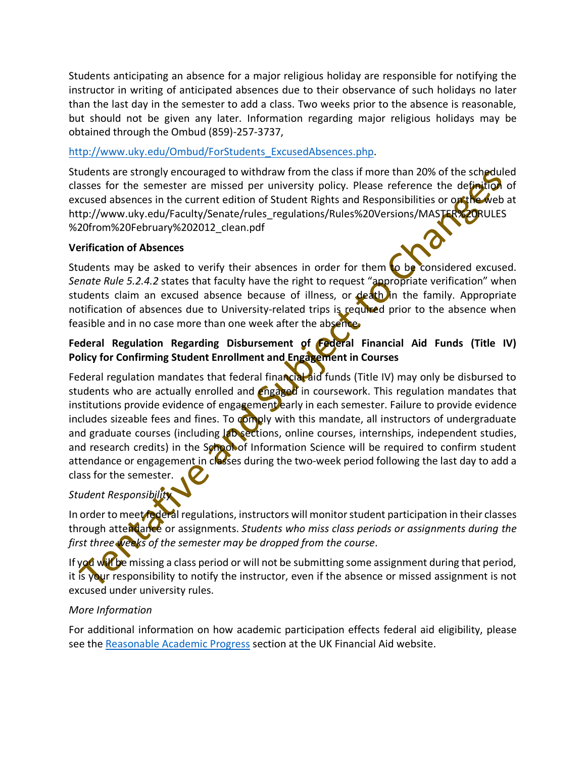Students anticipating an absence for a major religious holiday are responsible for notifying the instructor in writing of anticipated absences due to their observance of such holidays no later than the last day in the semester to add a class. Two weeks prior to the absence is reasonable, but should not be given any later. Information regarding major religious holidays may be obtained through the Ombud (859)-257-3737,

http://www.uky.edu/Ombud/ForStudents_ExcusedAbsences.php.

Students are strongly encouraged to withdraw from the class if more than 20% of the scheduled classes for the semester are missed per university policy. Please reference the definition of excused absences in the current edition of Student Rights and Responsibilities or on the web at http://www.uky.edu/Faculty/Senate/rules_regulations/Rules%20Versions/MASTER%20RULES%20from%20February%202012_clean.pdf

**Verification of Absences**

Students may be asked to verify their absences in order for them to be considered excused. *Senate Rule 5.2.4.2* states that faculty have the right to request "appropriate verification" when students claim an excused absence because of illness, or death in the family. Appropriate notification of absences due to University-related trips is required prior to the absence when feasible and in no case more than one week after the absence.

**Federal Regulation Regarding Disbursement of Federal Financial Aid Funds (Title IV) Policy for Confirming Student Enrollment and Engagement in Courses**

Federal regulation mandates that federal financial aid funds (Title IV) may only be disbursed to students who are actually enrolled and engaged in coursework. This regulation mandates that institutions provide evidence of engagement early in each semester. Failure to provide evidence includes sizeable fees and fines. To comply with this mandate, all instructors of undergraduate and graduate courses (including lab sections, online courses, internships, independent studies, and research credits) in the School of Information Science will be required to confirm student attendance or engagement in classes during the two-week period following the last day to add a class for the semester.

*Student Responsibility*

In order to meet federal regulations, instructors will monitor student participation in their classes through attendance or assignments. *Students who miss class periods or assignments during the first three weeks of the semester may be dropped from the course*.

If you will be missing a class period or will not be submitting some assignment during that period, it is your responsibility to notify the instructor, even if the absence or missed assignment is not excused under university rules.

*More Information*

For additional information on how academic participation effects federal aid eligibility, please see the Reasonable Academic Progress section at the UK Financial Aid website.

Tentative and Subject to Changes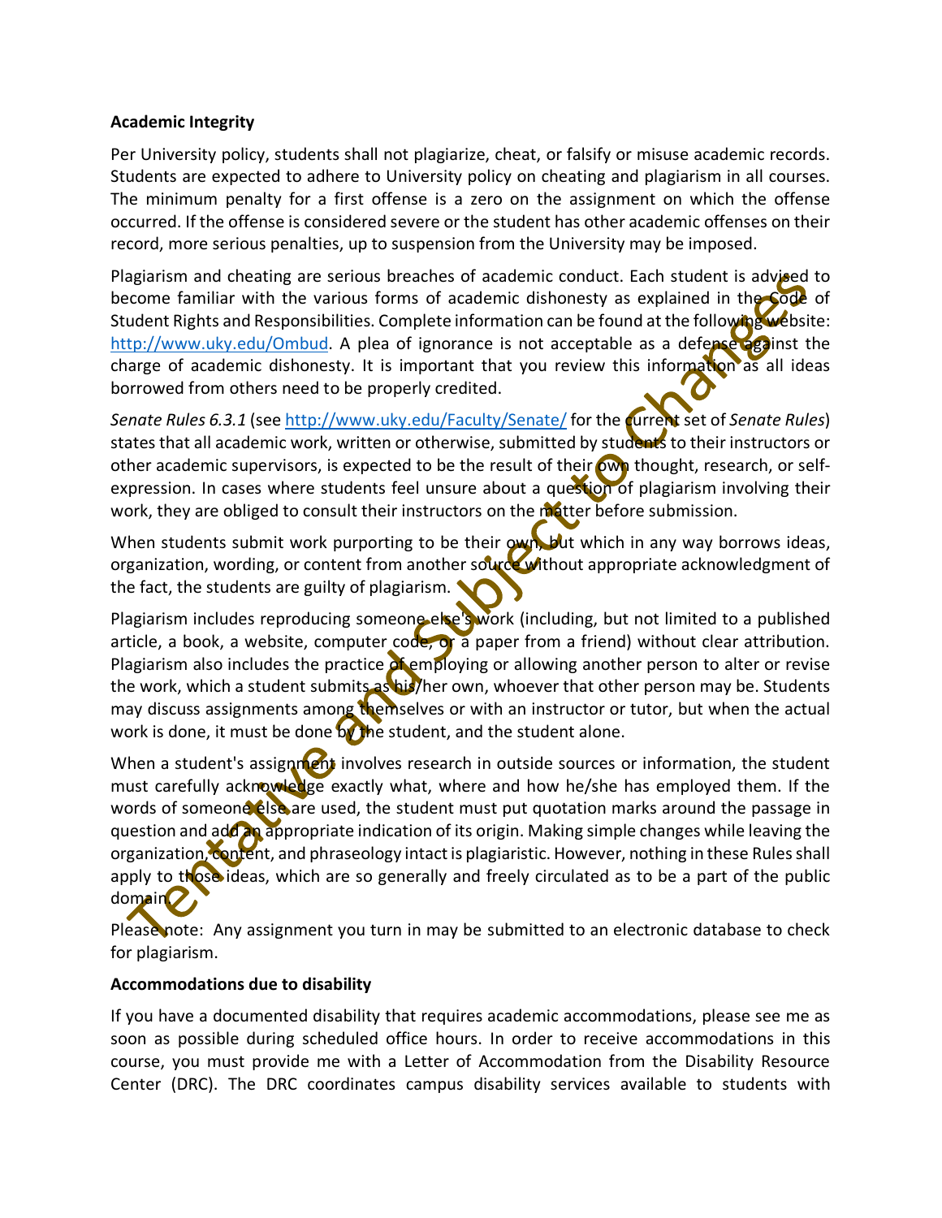**Academic Integrity**

Per University policy, students shall not plagiarize, cheat, or falsify or misuse academic records. Students are expected to adhere to University policy on cheating and plagiarism in all courses. The minimum penalty for a first offense is a zero on the assignment on which the offense occurred. If the offense is considered severe or the student has other academic offenses on their record, more serious penalties, up to suspension from the University may be imposed.

Plagiarism and cheating are serious breaches of academic conduct. Each student is advised to become familiar with the various forms of academic dishonesty as explained in the Code of Student Rights and Responsibilities. Complete information can be found at the following website: http://www.uky.edu/Ombud. A plea of ignorance is not acceptable as a defense against the charge of academic dishonesty. It is important that you review this information as all ideas borrowed from others need to be properly credited.

*Senate Rules 6.3.1* (see http://www.uky.edu/Faculty/Senate/ for the current set of *Senate Rules*) states that all academic work, written or otherwise, submitted by students to their instructors or other academic supervisors, is expected to be the result of their own thought, research, or self-expression. In cases where students feel unsure about a question of plagiarism involving their work, they are obliged to consult their instructors on the matter before submission.

When students submit work purporting to be their own, but which in any way borrows ideas, organization, wording, or content from another source without appropriate acknowledgment of the fact, the students are guilty of plagiarism.

Plagiarism includes reproducing someone else's work (including, but not limited to a published article, a book, a website, computer code, or a paper from a friend) without clear attribution. Plagiarism also includes the practice of employing or allowing another person to alter or revise the work, which a student submits as his/her own, whoever that other person may be. Students may discuss assignments among themselves or with an instructor or tutor, but when the actual work is done, it must be done by the student, and the student alone.

When a student's assignment involves research in outside sources or information, the student must carefully acknowledge exactly what, where and how he/she has employed them. If the words of someone else are used, the student must put quotation marks around the passage in question and add an appropriate indication of its origin. Making simple changes while leaving the organization, content, and phraseology intact is plagiaristic. However, nothing in these Rules shall apply to those ideas, which are so generally and freely circulated as to be a part of the public domain.

Please note: Any assignment you turn in may be submitted to an electronic database to check for plagiarism.

**Accommodations due to disability**

If you have a documented disability that requires academic accommodations, please see me as soon as possible during scheduled office hours. In order to receive accommodations in this course, you must provide me with a Letter of Accommodation from the Disability Resource Center (DRC). The DRC coordinates campus disability services available to students with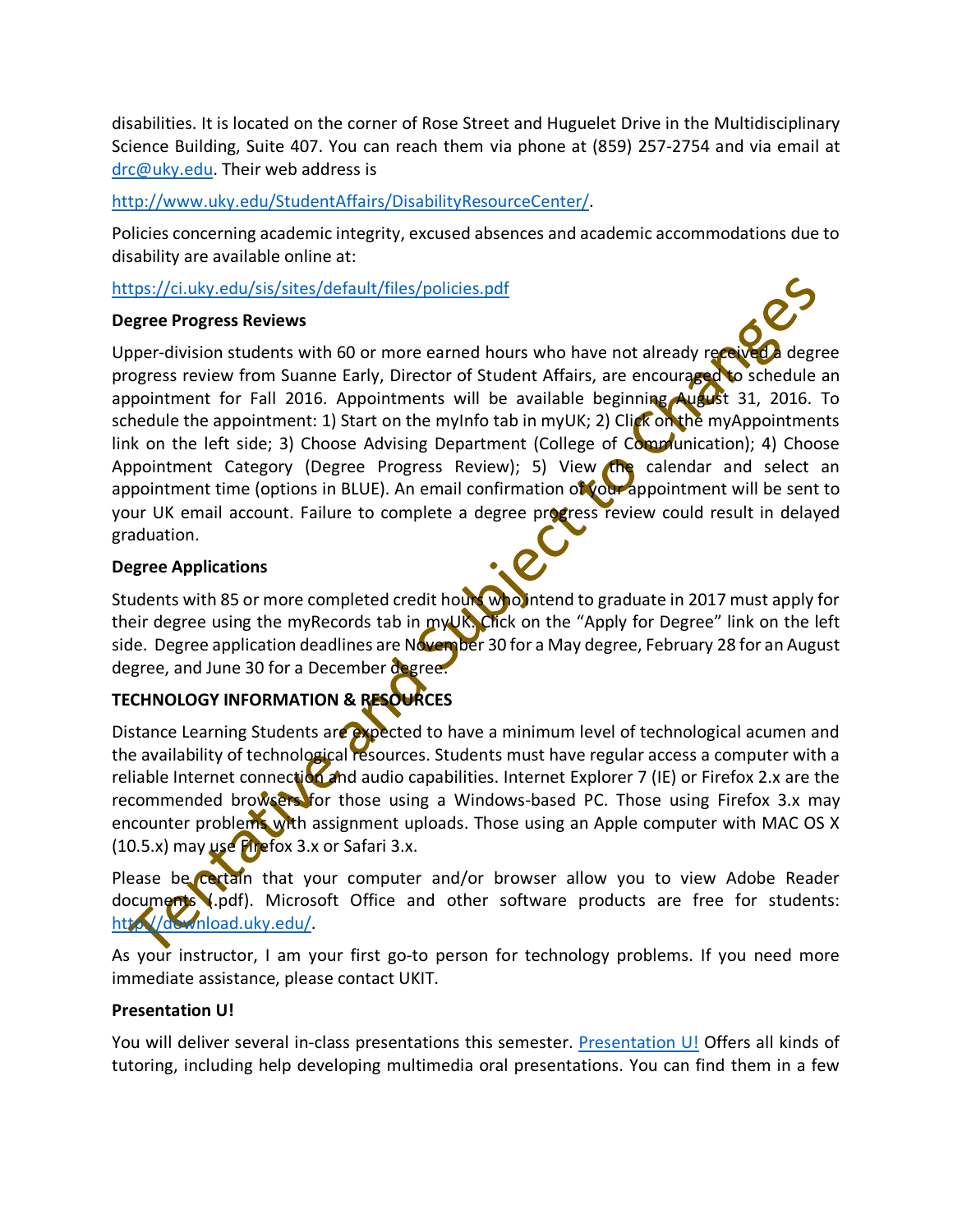disabilities. It is located on the corner of Rose Street and Huguelet Drive in the Multidisciplinary Science Building, Suite 407. You can reach them via phone at (859) 257-2754 and via email at drc@uky.edu. Their web address is

http://www.uky.edu/StudentAffairs/DisabilityResourceCenter/.

Policies concerning academic integrity, excused absences and academic accommodations due to disability are available online at:

https://ci.uky.edu/sis/sites/default/files/policies.pdf

**Degree Progress Reviews**

Upper-division students with 60 or more earned hours who have not already received a degree progress review from Suanne Early, Director of Student Affairs, are encouraged to schedule an appointment for Fall 2016. Appointments will be available beginning August 31, 2016. To schedule the appointment: 1) Start on the myInfo tab in myUK; 2) Click on the myAppointments link on the left side; 3) Choose Advising Department (College of Communication); 4) Choose Appointment Category (Degree Progress Review); 5) View the calendar and select an appointment time (options in BLUE). An email confirmation of your appointment will be sent to your UK email account. Failure to complete a degree progress review could result in delayed graduation.

**Degree Applications**

Students with 85 or more completed credit hours who intend to graduate in 2017 must apply for their degree using the myRecords tab in myUK. Click on the "Apply for Degree" link on the left side. Degree application deadlines are November 30 for a May degree, February 28 for an August degree, and June 30 for a December degree.

**TECHNOLOGY INFORMATION & RESOURCES**

Distance Learning Students are expected to have a minimum level of technological acumen and the availability of technological resources. Students must have regular access a computer with a reliable Internet connection and audio capabilities. Internet Explorer 7 (IE) or Firefox 2.x are the recommended browsers for those using a Windows-based PC. Those using Firefox 3.x may encounter problems with assignment uploads. Those using an Apple computer with MAC OS X (10.5.x) may use Firefox 3.x or Safari 3.x.

Please be certain that your computer and/or browser allow you to view Adobe Reader documents (.pdf). Microsoft Office and other software products are free for students: http://download.uky.edu/.

As your instructor, I am your first go-to person for technology problems. If you need more immediate assistance, please contact UKIT.

**Presentation U!**

You will deliver several in-class presentations this semester. Presentation U! Offers all kinds of tutoring, including help developing multimedia oral presentations. You can find them in a few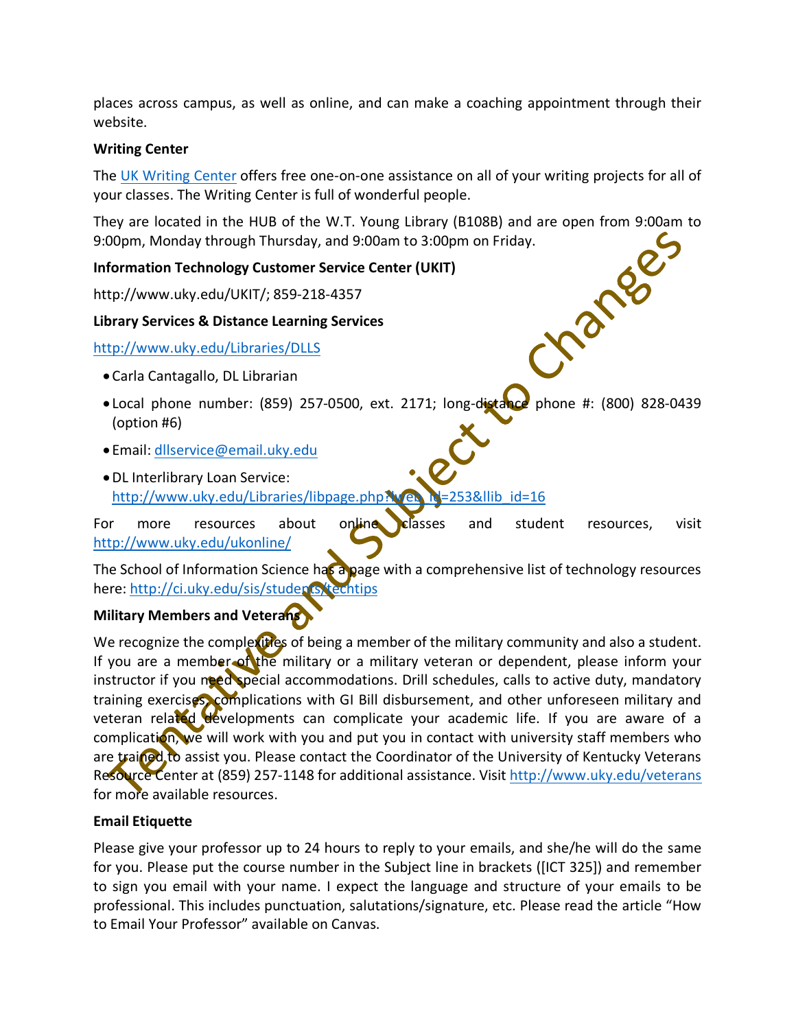places across campus, as well as online, and can make a coaching appointment through their website.

**Writing Center**

The [UK Writing Center](#) offers free one-on-one assistance on all of your writing projects for all of your classes. The Writing Center is full of wonderful people.

They are located in the HUB of the W.T. Young Library (B108B) and are open from 9:00am to 9:00pm, Monday through Thursday, and 9:00am to 3:00pm on Friday.

**Information Technology Customer Service Center (UKIT)**

http://www.uky.edu/UKIT/; 859-218-4357

**Library Services & Distance Learning Services**

http://www.uky.edu/Libraries/DLLS

- Carla Cantagallo, DL Librarian
- Local phone number: (859) 257-0500, ext. 2171; long-distance phone #: (800) 828-0439 (option #6)
- Email: dllservice@email.uky.edu
- DL Interlibrary Loan Service: http://www.uky.edu/Libraries/libpage.php?lweb_id=253&llib_id=16

For more resources about online classes and student resources, visit http://www.uky.edu/ukonline/

The School of Information Science has a page with a comprehensive list of technology resources here: http://ci.uky.edu/sis/students/techtips

**Military Members and Veterans**

We recognize the complexities of being a member of the military community and also a student. If you are a member of the military or a military veteran or dependent, please inform your instructor if you need special accommodations. Drill schedules, calls to active duty, mandatory training exercises, complications with GI Bill disbursement, and other unforeseen military and veteran related developments can complicate your academic life. If you are aware of a complication, we will work with you and put you in contact with university staff members who are trained to assist you. Please contact the Coordinator of the University of Kentucky Veterans Resource Center at (859) 257-1148 for additional assistance. Visit http://www.uky.edu/veterans for more available resources.

**Email Etiquette**

Please give your professor up to 24 hours to reply to your emails, and she/he will do the same for you. Please put the course number in the Subject line in brackets ([ICT 325]) and remember to sign you email with your name. I expect the language and structure of your emails to be professional. This includes punctuation, salutations/signature, etc. Please read the article "How to Email Your Professor" available on Canvas.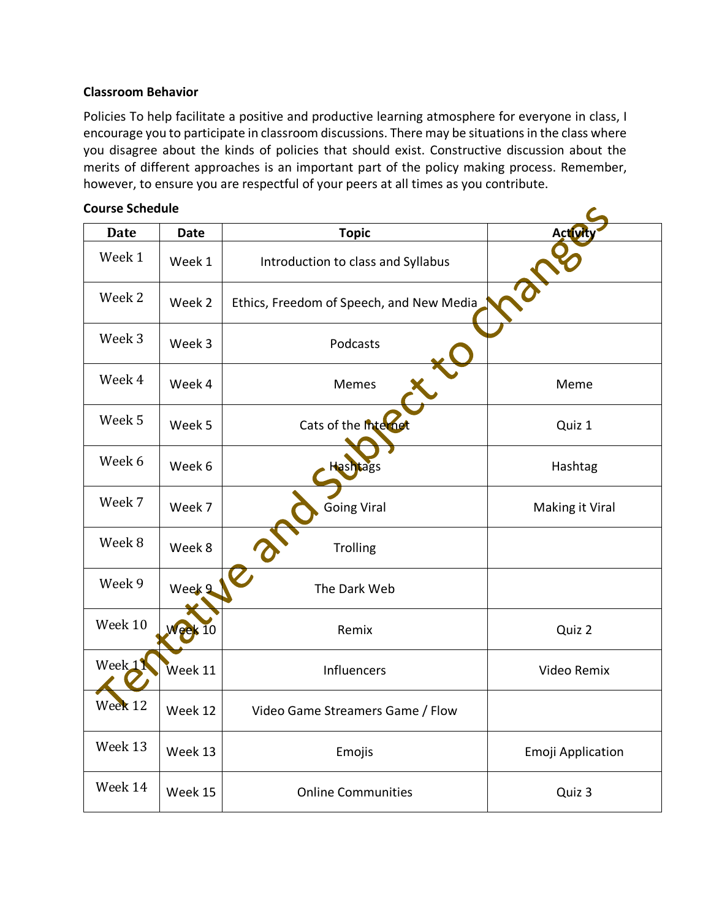**Classroom Behavior**

Policies To help facilitate a positive and productive learning atmosphere for everyone in class, I encourage you to participate in classroom discussions. There may be situations in the class where you disagree about the kinds of policies that should exist. Constructive discussion about the merits of different approaches is an important part of the policy making process. Remember, however, to ensure you are respectful of your peers at all times as you contribute.

**Course Schedule**

Tentative and Subject to Changes

| Date | Date | Topic | Activity |
|---|---|---|---|
| Week 1 | Week 1 | Introduction to class and Syllabus | |
| Week 2 | Week 2 | Ethics, Freedom of Speech, and New Media | |
| Week 3 | Week 3 | Podcasts | |
| Week 4 | Week 4 | Memes | Meme |
| Week 5 | Week 5 | Cats of the Internet | Quiz 1 |
| Week 6 | Week 6 | Hashtags | Hashtag |
| Week 7 | Week 7 | Going Viral | Making it Viral |
| Week 8 | Week 8 | Trolling | |
| Week 9 | Week 9 | The Dark Web | |
| Week 10 | Week 10 | Remix | Quiz 2 |
| Week 11 | Week 11 | Influencers | Video Remix |
| Week 12 | Week 12 | Video Game Streamers Game / Flow | |
| Week 13 | Week 13 | Emojis | Emoji Application |
| Week 14 | Week 15 | Online Communities | Quiz 3 |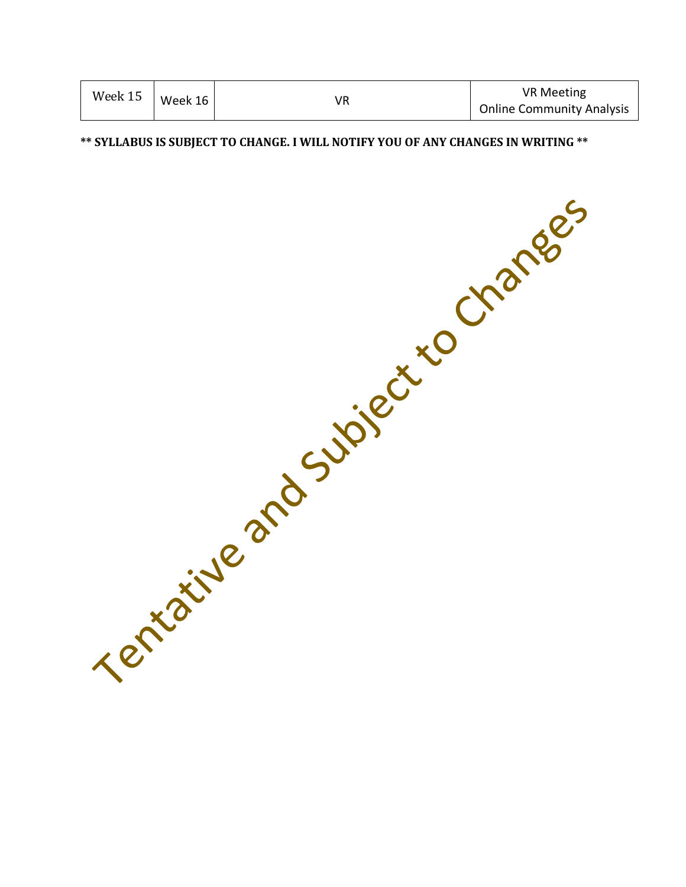| | | | |
|---|---|---|---|
| Week 15 | Week 16 | VR | VR Meeting<br>Online Community Analysis |

**\*\* SYLLABUS IS SUBJECT TO CHANGE. I WILL NOTIFY YOU OF ANY CHANGES IN WRITING \*\***

Tentative and Subject to Changes